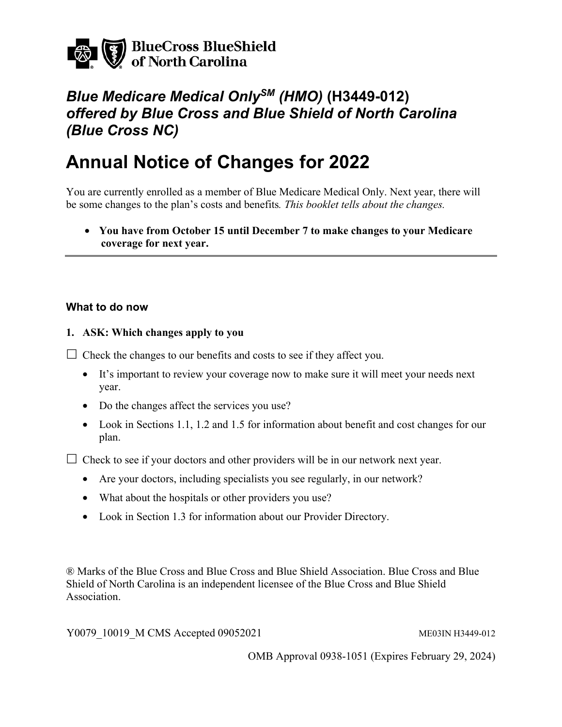BlueCross BlueShield of North Carolina

# *Blue Medicare Medical Only*SM *(HMO)* (H3449-012) *offered by Blue Cross and Blue Shield of North Carolina (Blue Cross NC)*

# Annual Notice of Changes for 2022

You are currently enrolled as a member of Blue Medicare Medical Only. Next year, there will be some changes to the plan's costs and benefits*. This booklet tells about the changes.*

- **You have from October 15 until December 7 to make changes to your Medicare coverage for next year.**

---

### What to do now

**1. ASK: Which changes apply to you**

☐ Check the changes to our benefits and costs to see if they affect you.

- It's important to review your coverage now to make sure it will meet your needs next year.
- Do the changes affect the services you use?
- Look in Sections 1.1, 1.2 and 1.5 for information about benefit and cost changes for our plan.

☐ Check to see if your doctors and other providers will be in our network next year.

- Are your doctors, including specialists you see regularly, in our network?
- What about the hospitals or other providers you use?
- Look in Section 1.3 for information about our Provider Directory.

® Marks of the Blue Cross and Blue Cross and Blue Shield Association. Blue Cross and Blue Shield of North Carolina is an independent licensee of the Blue Cross and Blue Shield Association.

Y0079_10019_M CMS Accepted 09052021 ME03IN H3449-012

OMB Approval 0938-1051 (Expires February 29, 2024)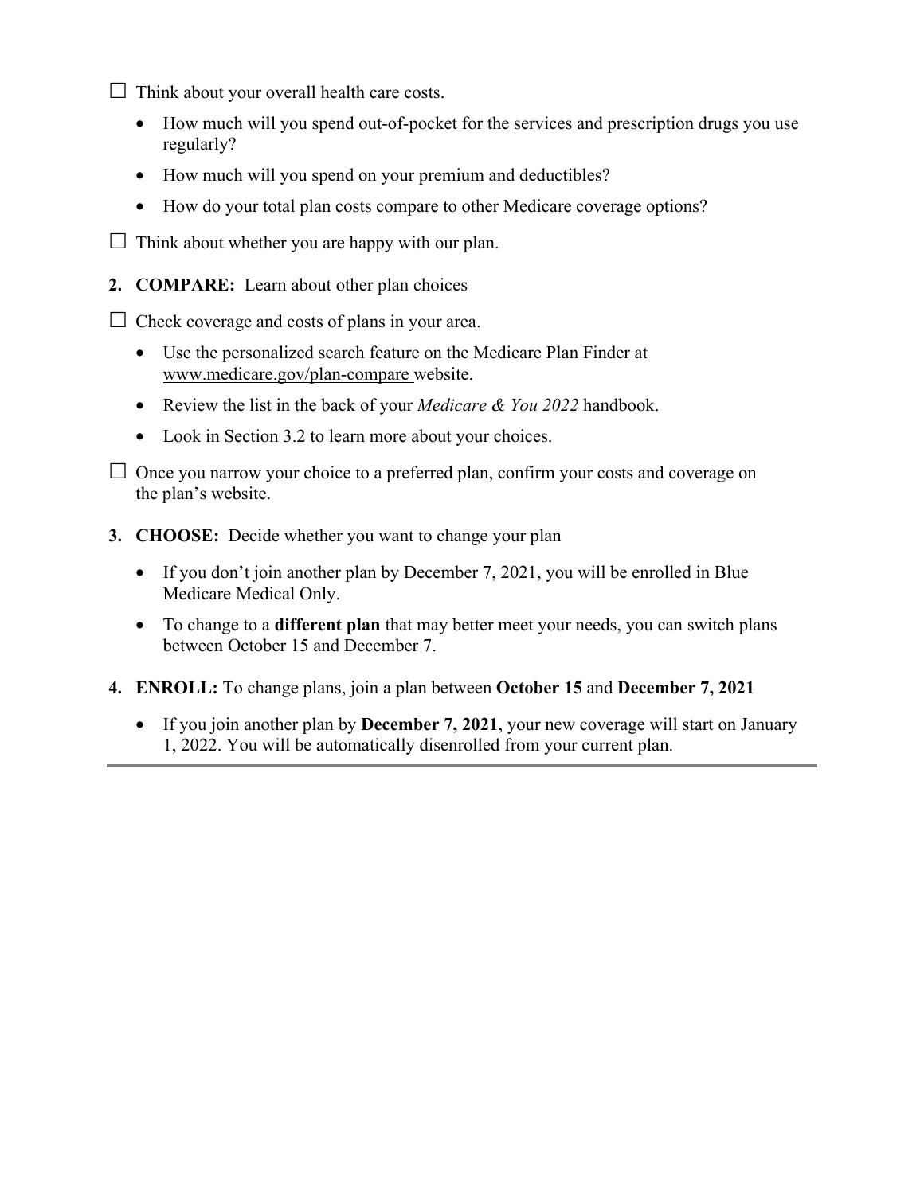☐ Think about your overall health care costs.

- How much will you spend out-of-pocket for the services and prescription drugs you use regularly?
- How much will you spend on your premium and deductibles?
- How do your total plan costs compare to other Medicare coverage options?

☐ Think about whether you are happy with our plan.

2. **COMPARE:** Learn about other plan choices

☐ Check coverage and costs of plans in your area.

- Use the personalized search feature on the Medicare Plan Finder at www.medicare.gov/plan-compare website.
- Review the list in the back of your *Medicare & You 2022* handbook.
- Look in Section 3.2 to learn more about your choices.

☐ Once you narrow your choice to a preferred plan, confirm your costs and coverage on the plan's website.

3. **CHOOSE:** Decide whether you want to change your plan

- If you don't join another plan by December 7, 2021, you will be enrolled in Blue Medicare Medical Only.
- To change to a **different plan** that may better meet your needs, you can switch plans between October 15 and December 7.

4. **ENROLL:** To change plans, join a plan between **October 15** and **December 7, 2021**

- If you join another plan by **December 7, 2021**, your new coverage will start on January 1, 2022. You will be automatically disenrolled from your current plan.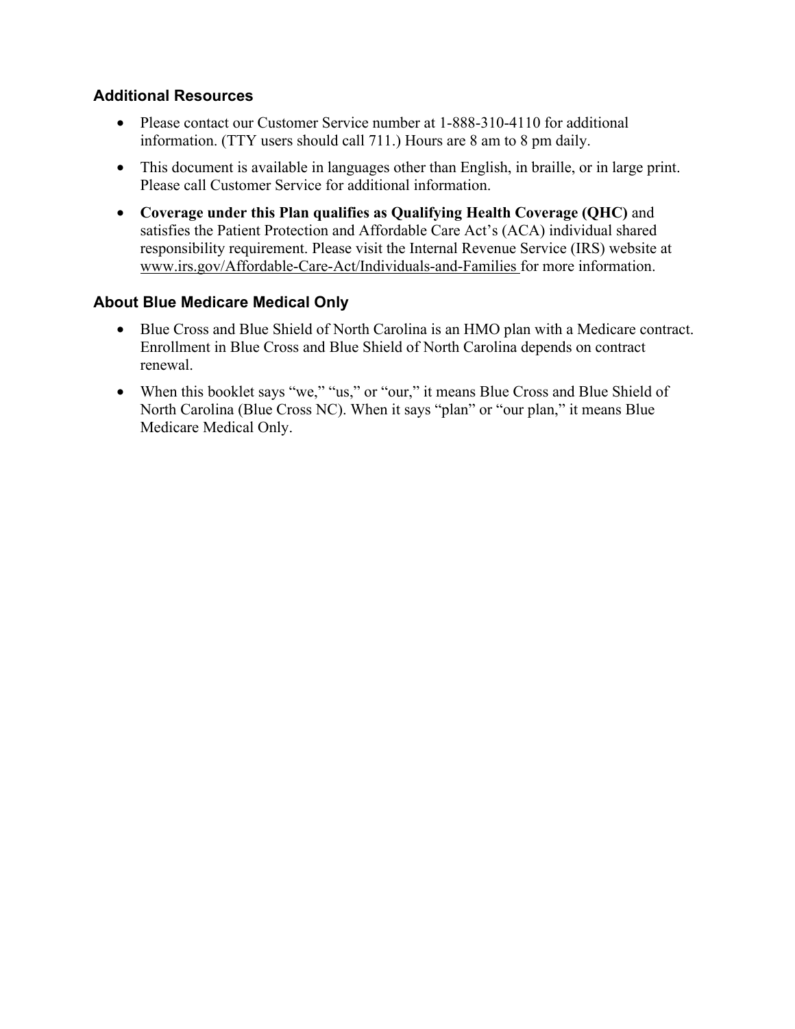## Additional Resources

- Please contact our Customer Service number at 1-888-310-4110 for additional information. (TTY users should call 711.) Hours are 8 am to 8 pm daily.
- This document is available in languages other than English, in braille, or in large print. Please call Customer Service for additional information.
- **Coverage under this Plan qualifies as Qualifying Health Coverage (QHC)** and satisfies the Patient Protection and Affordable Care Act's (ACA) individual shared responsibility requirement. Please visit the Internal Revenue Service (IRS) website at www.irs.gov/Affordable-Care-Act/Individuals-and-Families for more information.

## About Blue Medicare Medical Only

- Blue Cross and Blue Shield of North Carolina is an HMO plan with a Medicare contract. Enrollment in Blue Cross and Blue Shield of North Carolina depends on contract renewal.
- When this booklet says "we," "us," or "our," it means Blue Cross and Blue Shield of North Carolina (Blue Cross NC). When it says "plan" or "our plan," it means Blue Medicare Medical Only.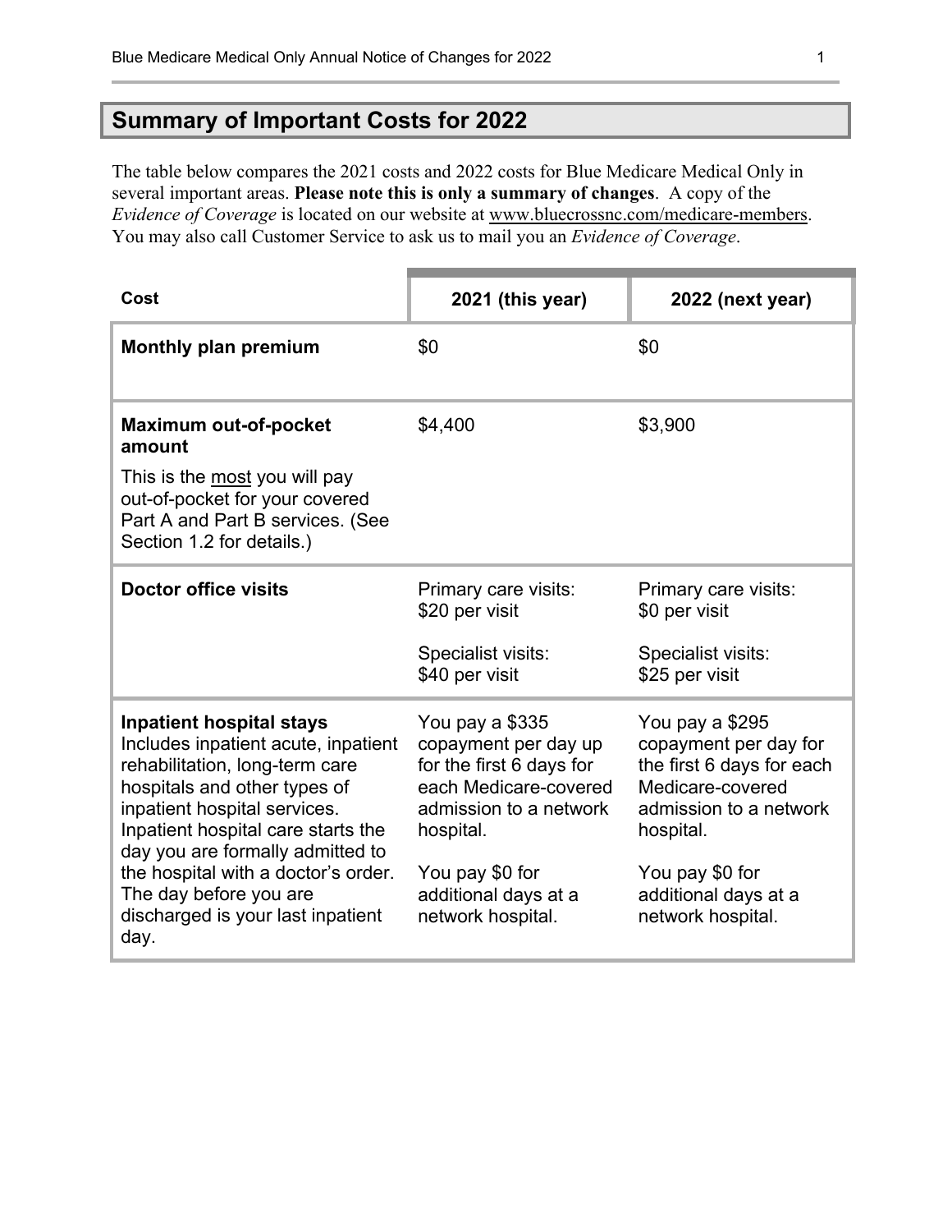## Summary of Important Costs for 2022

The table below compares the 2021 costs and 2022 costs for Blue Medicare Medical Only in several important areas. **Please note this is only a summary of changes**. A copy of the *Evidence of Coverage* is located on our website at www.bluecrossnc.com/medicare-members. You may also call Customer Service to ask us to mail you an *Evidence of Coverage*.

| Cost | 2021 (this year) | 2022 (next year) |
|---|---|---|
| **Monthly plan premium** | $0 | $0 |
| **Maximum out-of-pocket amount**<br><br>This is the most you will pay out-of-pocket for your covered Part A and Part B services. (See Section 1.2 for details.) | $4,400 | $3,900 |
| **Doctor office visits** | Primary care visits: $20 per visit<br><br>Specialist visits: $40 per visit | Primary care visits: $0 per visit<br><br>Specialist visits: $25 per visit |
| **Inpatient hospital stays**<br>Includes inpatient acute, inpatient rehabilitation, long-term care hospitals and other types of inpatient hospital services. Inpatient hospital care starts the day you are formally admitted to the hospital with a doctor's order. The day before you are discharged is your last inpatient day. | You pay a $335 copayment per day up for the first 6 days for each Medicare-covered admission to a network hospital.<br><br>You pay $0 for additional days at a network hospital. | You pay a $295 copayment per day for the first 6 days for each Medicare-covered admission to a network hospital.<br><br>You pay $0 for additional days at a network hospital. |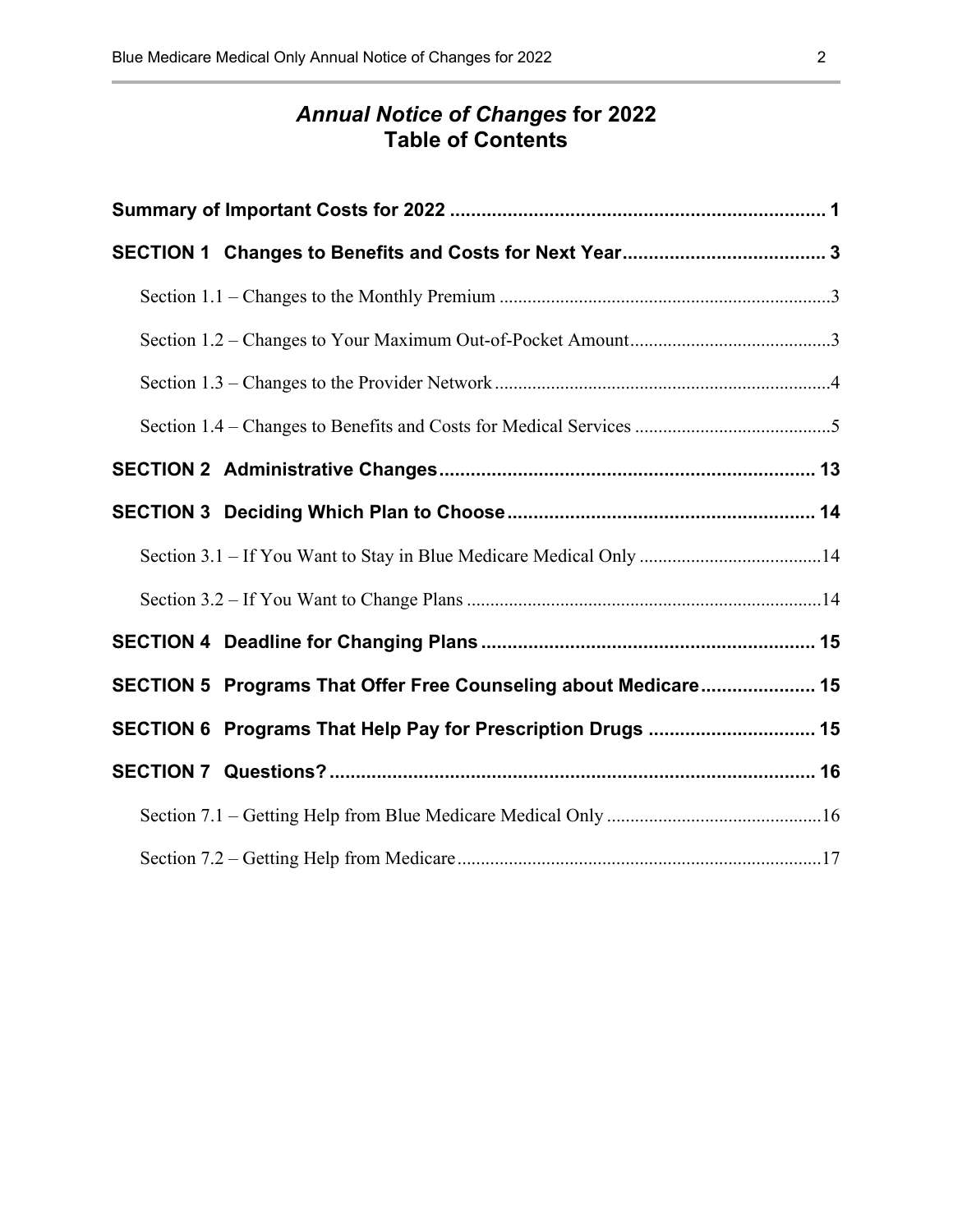# *Annual Notice of Changes* for 2022
# Table of Contents

**Summary of Important Costs for 2022** ........................................................................ 1

**SECTION 1 Changes to Benefits and Costs for Next Year** ...................................... 3

Section 1.1 – Changes to the Monthly Premium ......................................................................3

Section 1.2 – Changes to Your Maximum Out-of-Pocket Amount...........................................3

Section 1.3 – Changes to the Provider Network .......................................................................4

Section 1.4 – Changes to Benefits and Costs for Medical Services ..........................................5

**SECTION 2 Administrative Changes** ....................................................................... 13

**SECTION 3 Deciding Which Plan to Choose** ........................................................... 14

Section 3.1 – If You Want to Stay in Blue Medicare Medical Only .......................................14

Section 3.2 – If You Want to Change Plans ...........................................................................14

**SECTION 4 Deadline for Changing Plans** ................................................................ 15

**SECTION 5 Programs That Offer Free Counseling about Medicare** ...................... 15

**SECTION 6 Programs That Help Pay for Prescription Drugs** ................................ 15

**SECTION 7 Questions?** ............................................................................................ 16

Section 7.1 – Getting Help from Blue Medicare Medical Only ..............................................16

Section 7.2 – Getting Help from Medicare .............................................................................17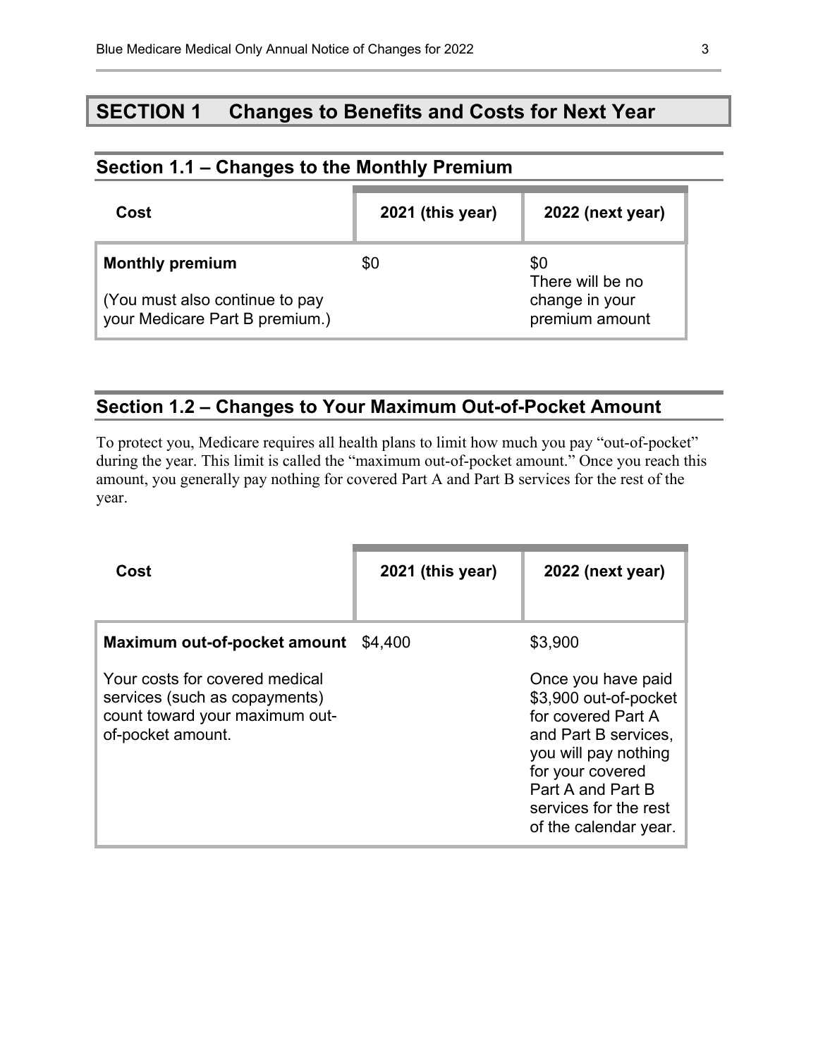# SECTION 1 Changes to Benefits and Costs for Next Year

## Section 1.1 – Changes to the Monthly Premium

| Cost | 2021 (this year) | 2022 (next year) |
| --- | --- | --- |
| **Monthly premium**<br><br>(You must also continue to pay your Medicare Part B premium.) | $0 | $0<br>There will be no change in your premium amount |

## Section 1.2 – Changes to Your Maximum Out-of-Pocket Amount

To protect you, Medicare requires all health plans to limit how much you pay "out-of-pocket" during the year. This limit is called the "maximum out-of-pocket amount." Once you reach this amount, you generally pay nothing for covered Part A and Part B services for the rest of the year.

| Cost | 2021 (this year) | 2022 (next year) |
| --- | --- | --- |
| **Maximum out-of-pocket amount**<br><br>Your costs for covered medical services (such as copayments) count toward your maximum out-of-pocket amount. | $4,400 | $3,900<br><br>Once you have paid $3,900 out-of-pocket for covered Part A and Part B services, you will pay nothing for your covered Part A and Part B services for the rest of the calendar year. |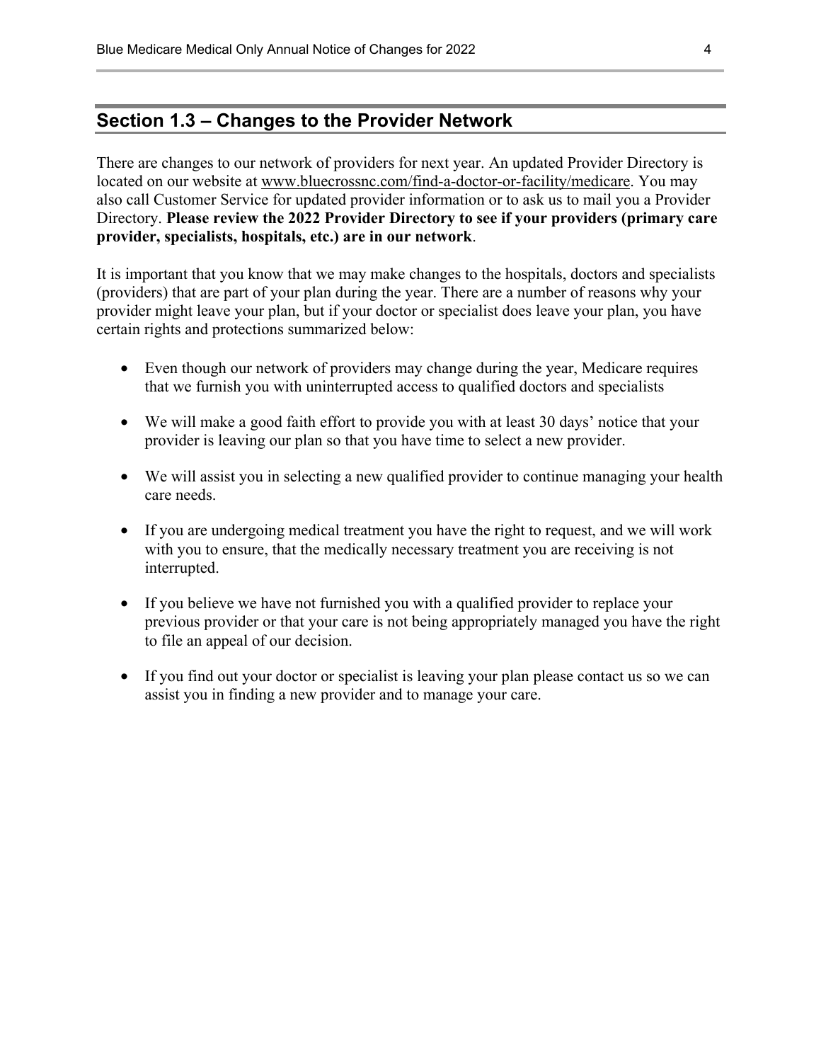## Section 1.3 – Changes to the Provider Network

There are changes to our network of providers for next year. An updated Provider Directory is located on our website at www.bluecrossnc.com/find-a-doctor-or-facility/medicare. You may also call Customer Service for updated provider information or to ask us to mail you a Provider Directory. **Please review the 2022 Provider Directory to see if your providers (primary care provider, specialists, hospitals, etc.) are in our network**.

It is important that you know that we may make changes to the hospitals, doctors and specialists (providers) that are part of your plan during the year. There are a number of reasons why your provider might leave your plan, but if your doctor or specialist does leave your plan, you have certain rights and protections summarized below:

- Even though our network of providers may change during the year, Medicare requires that we furnish you with uninterrupted access to qualified doctors and specialists
- We will make a good faith effort to provide you with at least 30 days' notice that your provider is leaving our plan so that you have time to select a new provider.
- We will assist you in selecting a new qualified provider to continue managing your health care needs.
- If you are undergoing medical treatment you have the right to request, and we will work with you to ensure, that the medically necessary treatment you are receiving is not interrupted.
- If you believe we have not furnished you with a qualified provider to replace your previous provider or that your care is not being appropriately managed you have the right to file an appeal of our decision.
- If you find out your doctor or specialist is leaving your plan please contact us so we can assist you in finding a new provider and to manage your care.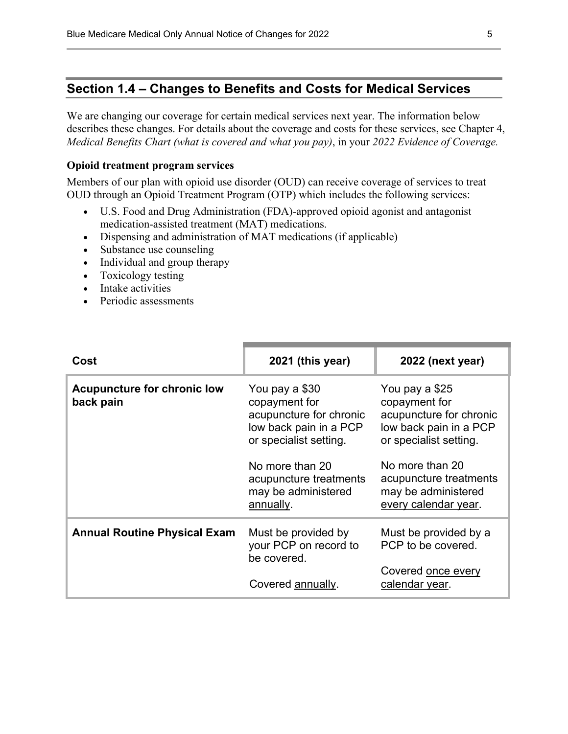## Section 1.4 – Changes to Benefits and Costs for Medical Services

We are changing our coverage for certain medical services next year. The information below describes these changes. For details about the coverage and costs for these services, see Chapter 4, *Medical Benefits Chart (what is covered and what you pay)*, in your *2022 Evidence of Coverage.*

**Opioid treatment program services**

Members of our plan with opioid use disorder (OUD) can receive coverage of services to treat OUD through an Opioid Treatment Program (OTP) which includes the following services:

- U.S. Food and Drug Administration (FDA)-approved opioid agonist and antagonist medication-assisted treatment (MAT) medications.
- Dispensing and administration of MAT medications (if applicable)
- Substance use counseling
- Individual and group therapy
- Toxicology testing
- Intake activities
- Periodic assessments

| Cost | 2021 (this year) | 2022 (next year) |
|---|---|---|
| **Acupuncture for chronic low back pain** | You pay a $30 copayment for acupuncture for chronic low back pain in a PCP or specialist setting.<br><br>No more than 20 acupuncture treatments may be administered <u>annually</u>. | You pay a $25 copayment for acupuncture for chronic low back pain in a PCP or specialist setting.<br><br>No more than 20 acupuncture treatments may be administered <u>every calendar year</u>. |
| **Annual Routine Physical Exam** | Must be provided by your PCP on record to be covered.<br><br>Covered <u>annually</u>. | Must be provided by a PCP to be covered.<br><br>Covered <u>once every calendar year</u>. |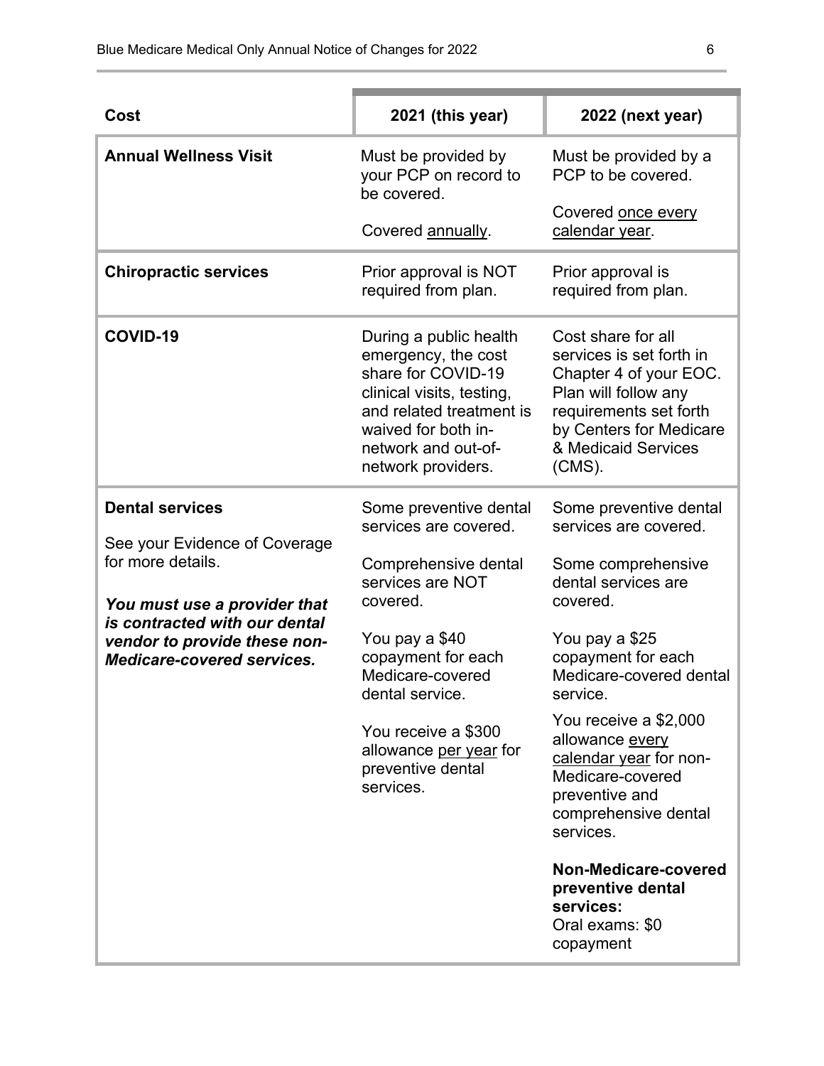| Cost | 2021 (this year) | 2022 (next year) |
|---|---|---|
| **Annual Wellness Visit** | Must be provided by your PCP on record to be covered.<br><br>Covered annually. | Must be provided by a PCP to be covered.<br><br>Covered once every calendar year. |
| **Chiropractic services** | Prior approval is NOT required from plan. | Prior approval is required from plan. |
| **COVID-19** | During a public health emergency, the cost share for COVID-19 clinical visits, testing, and related treatment is waived for both in-network and out-of-network providers. | Cost share for all services is set forth in Chapter 4 of your EOC. Plan will follow any requirements set forth by Centers for Medicare & Medicaid Services (CMS). |
| **Dental services**<br><br>See your Evidence of Coverage for more details.<br><br>***You must use a provider that is contracted with our dental vendor to provide these non-Medicare-covered services.*** | Some preventive dental services are covered.<br><br>Comprehensive dental services are NOT covered.<br><br>You pay a $40 copayment for each Medicare-covered dental service.<br><br>You receive a $300 allowance per year for preventive dental services. | Some preventive dental services are covered.<br><br>Some comprehensive dental services are covered.<br><br>You pay a $25 copayment for each Medicare-covered dental service.<br><br>You receive a $2,000 allowance every calendar year for non-Medicare-covered preventive and comprehensive dental services.<br><br>**Non-Medicare-covered preventive dental services:**<br>Oral exams: $0 copayment |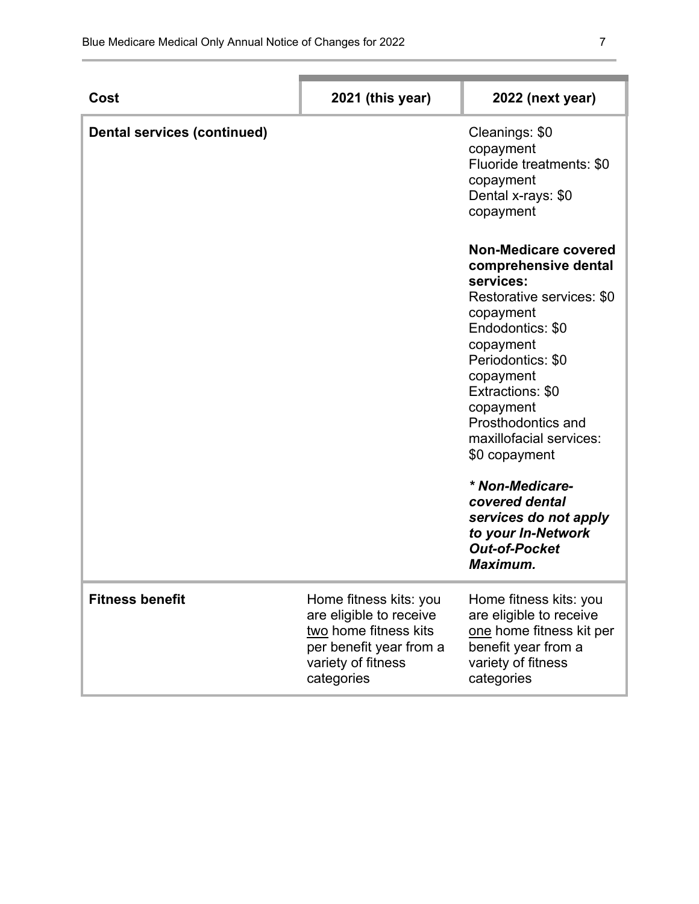| Cost | 2021 (this year) | 2022 (next year) |
|---|---|---|
| **Dental services (continued)** | | Cleanings: $0 copayment<br>Fluoride treatments: $0 copayment<br>Dental x-rays: $0 copayment<br><br>**Non-Medicare covered comprehensive dental services:**<br>Restorative services: $0 copayment<br>Endodontics: $0 copayment<br>Periodontics: $0 copayment<br>Extractions: $0 copayment<br>Prosthodontics and maxillofacial services: $0 copayment<br><br>***\* Non-Medicare-covered dental services do not apply to your In-Network Out-of-Pocket Maximum.*** |
| **Fitness benefit** | Home fitness kits: you are eligible to receive <u>two</u> home fitness kits per benefit year from a variety of fitness categories | Home fitness kits: you are eligible to receive <u>one</u> home fitness kit per benefit year from a variety of fitness categories |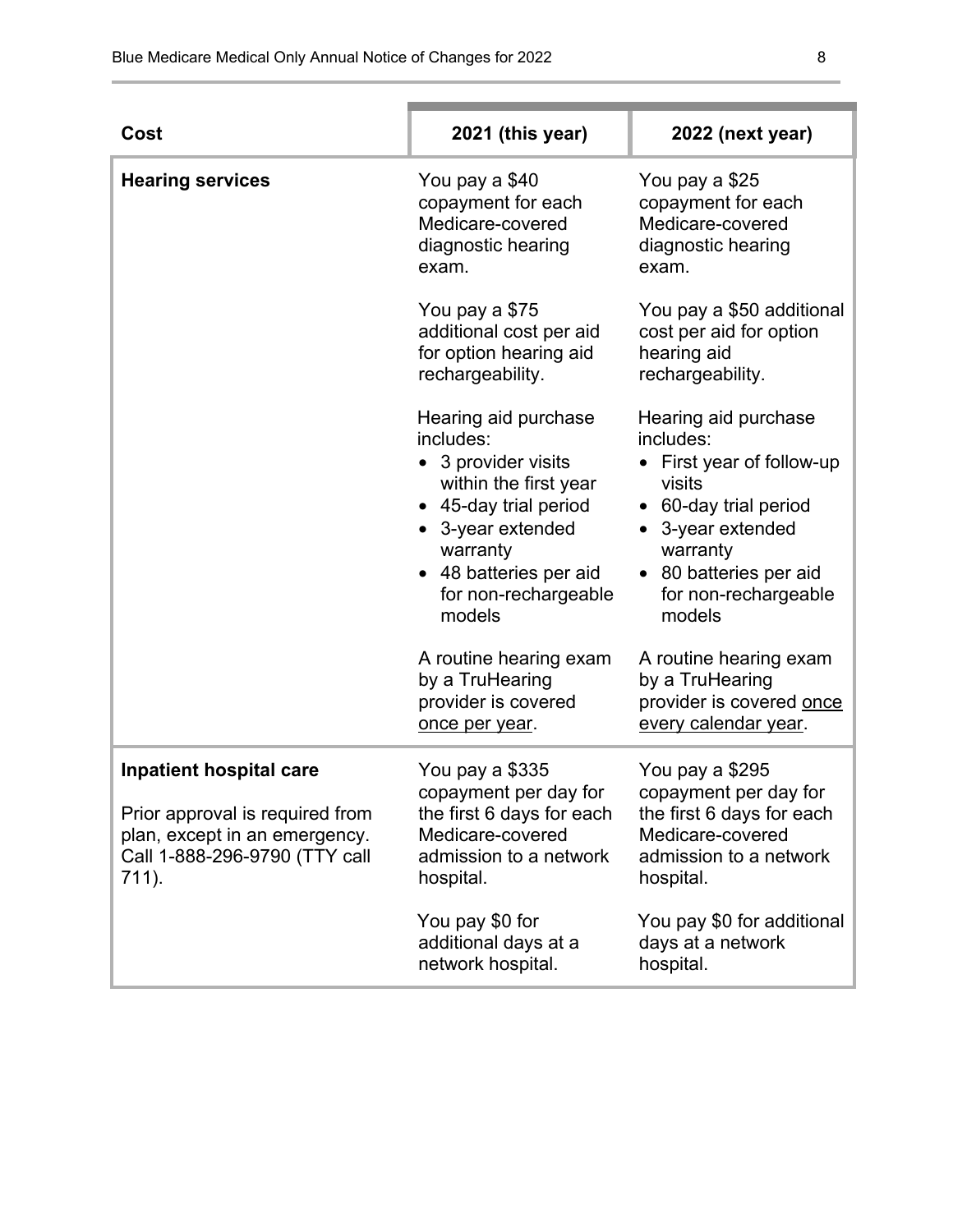| Cost | 2021 (this year) | 2022 (next year) |
| --- | --- | --- |
| **Hearing services** | You pay a $40 copayment for each Medicare-covered diagnostic hearing exam.<br><br>You pay a $75 additional cost per aid for option hearing aid rechargeability.<br><br>Hearing aid purchase includes:<br>• 3 provider visits within the first year<br>• 45-day trial period<br>• 3-year extended warranty<br>• 48 batteries per aid for non-rechargeable models<br><br>A routine hearing exam by a TruHearing provider is covered <u>once per year</u>. | You pay a $25 copayment for each Medicare-covered diagnostic hearing exam.<br><br>You pay a $50 additional cost per aid for option hearing aid rechargeability.<br><br>Hearing aid purchase includes:<br>• First year of follow-up visits<br>• 60-day trial period<br>• 3-year extended warranty<br>• 80 batteries per aid for non-rechargeable models<br><br>A routine hearing exam by a TruHearing provider is covered <u>once every calendar year</u>. |
| **Inpatient hospital care**<br><br>Prior approval is required from plan, except in an emergency. Call 1-888-296-9790 (TTY call 711). | You pay a $335 copayment per day for the first 6 days for each Medicare-covered admission to a network hospital.<br><br>You pay $0 for additional days at a network hospital. | You pay a $295 copayment per day for the first 6 days for each Medicare-covered admission to a network hospital.<br><br>You pay $0 for additional days at a network hospital. |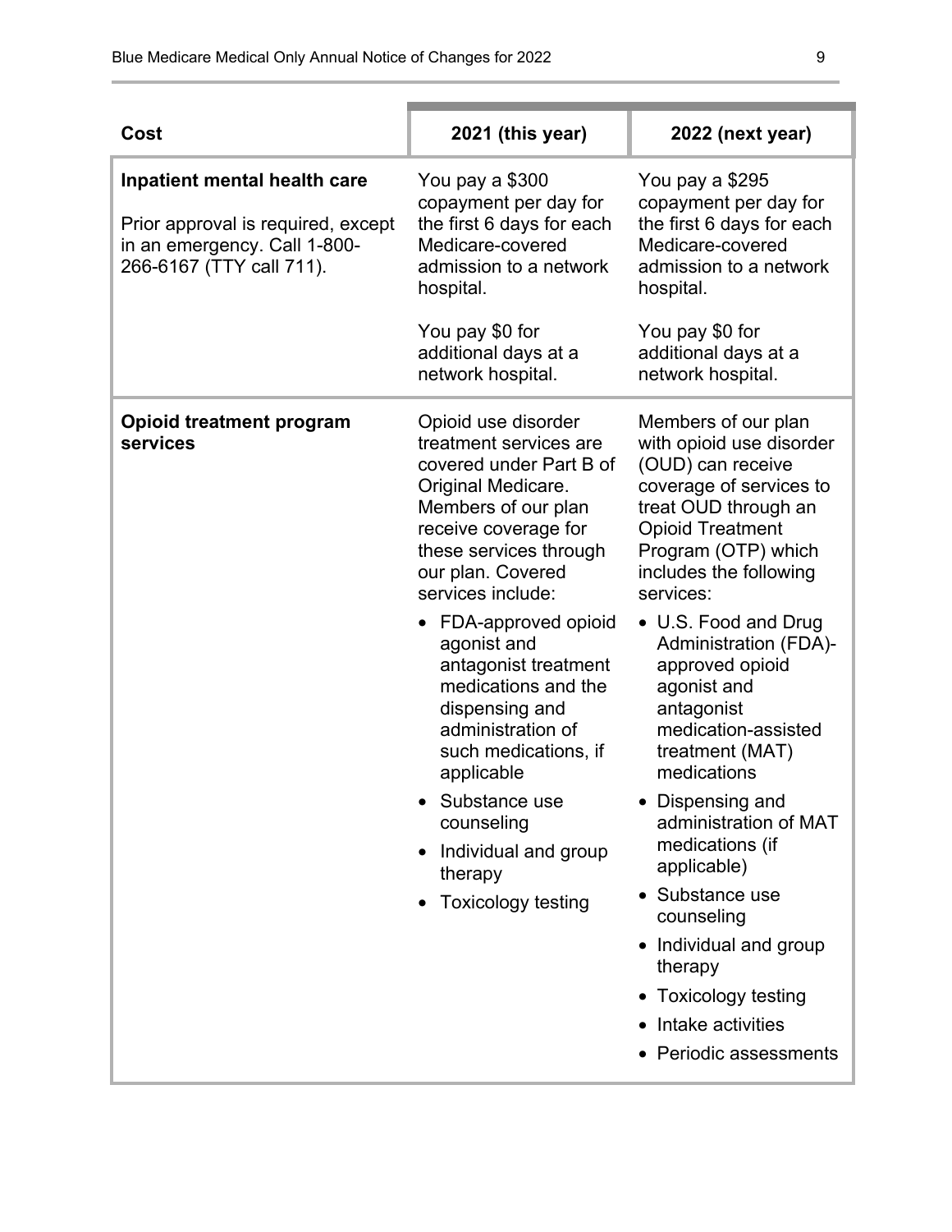| Cost | 2021 (this year) | 2022 (next year) |
|---|---|---|
| **Inpatient mental health care**<br><br>Prior approval is required, except in an emergency. Call 1-800-266-6167 (TTY call 711). | You pay a $300 copayment per day for the first 6 days for each Medicare-covered admission to a network hospital.<br><br>You pay $0 for additional days at a network hospital. | You pay a $295 copayment per day for the first 6 days for each Medicare-covered admission to a network hospital.<br><br>You pay $0 for additional days at a network hospital. |
| **Opioid treatment program services** | Opioid use disorder treatment services are covered under Part B of Original Medicare. Members of our plan receive coverage for these services through our plan. Covered services include:<br>• FDA-approved opioid agonist and antagonist treatment medications and the dispensing and administration of such medications, if applicable<br>• Substance use counseling<br>• Individual and group therapy<br>• Toxicology testing | Members of our plan with opioid use disorder (OUD) can receive coverage of services to treat OUD through an Opioid Treatment Program (OTP) which includes the following services:<br>• U.S. Food and Drug Administration (FDA)-approved opioid agonist and antagonist medication-assisted treatment (MAT) medications<br>• Dispensing and administration of MAT medications (if applicable)<br>• Substance use counseling<br>• Individual and group therapy<br>• Toxicology testing<br>• Intake activities<br>• Periodic assessments |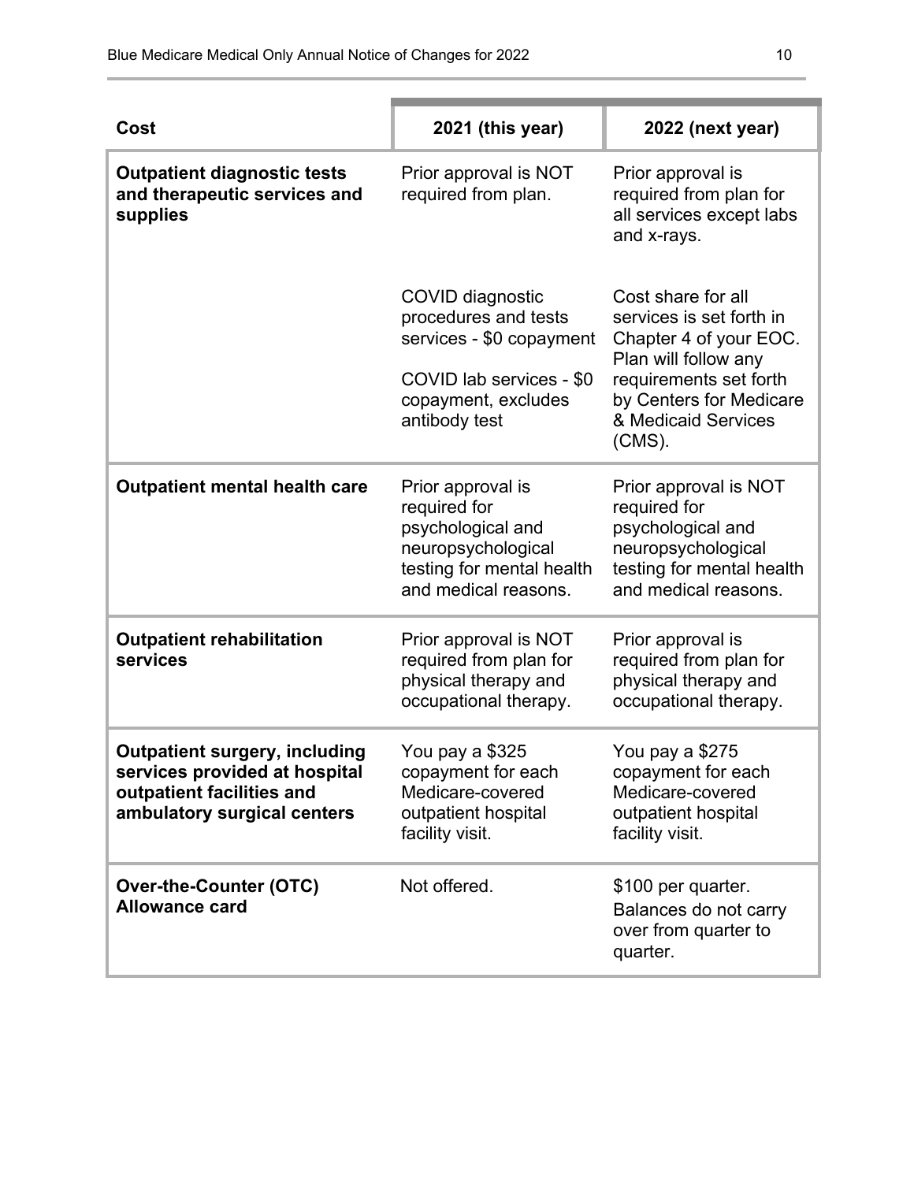| Cost | 2021 (this year) | 2022 (next year) |
|---|---|---|
| **Outpatient diagnostic tests and therapeutic services and supplies** | Prior approval is NOT required from plan. | Prior approval is required from plan for all services except labs and x-rays. |
| | COVID diagnostic procedures and tests services - $0 copayment<br><br>COVID lab services - $0 copayment, excludes antibody test | Cost share for all services is set forth in Chapter 4 of your EOC. Plan will follow any requirements set forth by Centers for Medicare & Medicaid Services (CMS). |
| **Outpatient mental health care** | Prior approval is required for psychological and neuropsychological testing for mental health and medical reasons. | Prior approval is NOT required for psychological and neuropsychological testing for mental health and medical reasons. |
| **Outpatient rehabilitation services** | Prior approval is NOT required from plan for physical therapy and occupational therapy. | Prior approval is required from plan for physical therapy and occupational therapy. |
| **Outpatient surgery, including services provided at hospital outpatient facilities and ambulatory surgical centers** | You pay a $325 copayment for each Medicare-covered outpatient hospital facility visit. | You pay a $275 copayment for each Medicare-covered outpatient hospital facility visit. |
| **Over-the-Counter (OTC) Allowance card** | Not offered. | $100 per quarter.<br>Balances do not carry over from quarter to quarter. |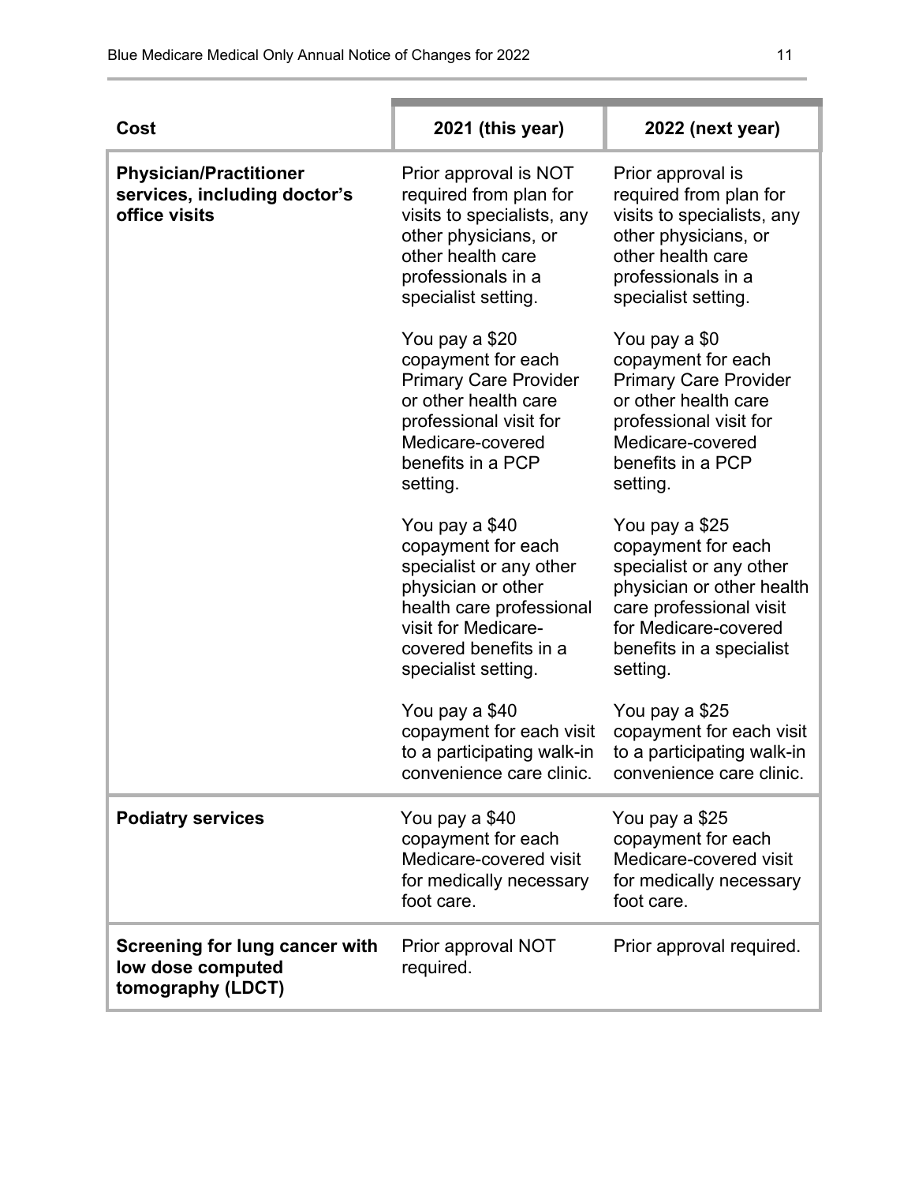| Cost | 2021 (this year) | 2022 (next year) |
| --- | --- | --- |
| **Physician/Practitioner services, including doctor's office visits** | Prior approval is NOT required from plan for visits to specialists, any other physicians, or other health care professionals in a specialist setting.<br><br>You pay a $20 copayment for each Primary Care Provider or other health care professional visit for Medicare-covered benefits in a PCP setting.<br><br>You pay a $40 copayment for each specialist or any other physician or other health care professional visit for Medicare-covered benefits in a specialist setting.<br><br>You pay a $40 copayment for each visit to a participating walk-in convenience care clinic. | Prior approval is required from plan for visits to specialists, any other physicians, or other health care professionals in a specialist setting.<br><br>You pay a $0 copayment for each Primary Care Provider or other health care professional visit for Medicare-covered benefits in a PCP setting.<br><br>You pay a $25 copayment for each specialist or any other physician or other health care professional visit for Medicare-covered benefits in a specialist setting.<br><br>You pay a $25 copayment for each visit to a participating walk-in convenience care clinic. |
| **Podiatry services** | You pay a $40 copayment for each Medicare-covered visit for medically necessary foot care. | You pay a $25 copayment for each Medicare-covered visit for medically necessary foot care. |
| **Screening for lung cancer with low dose computed tomography (LDCT)** | Prior approval NOT required. | Prior approval required. |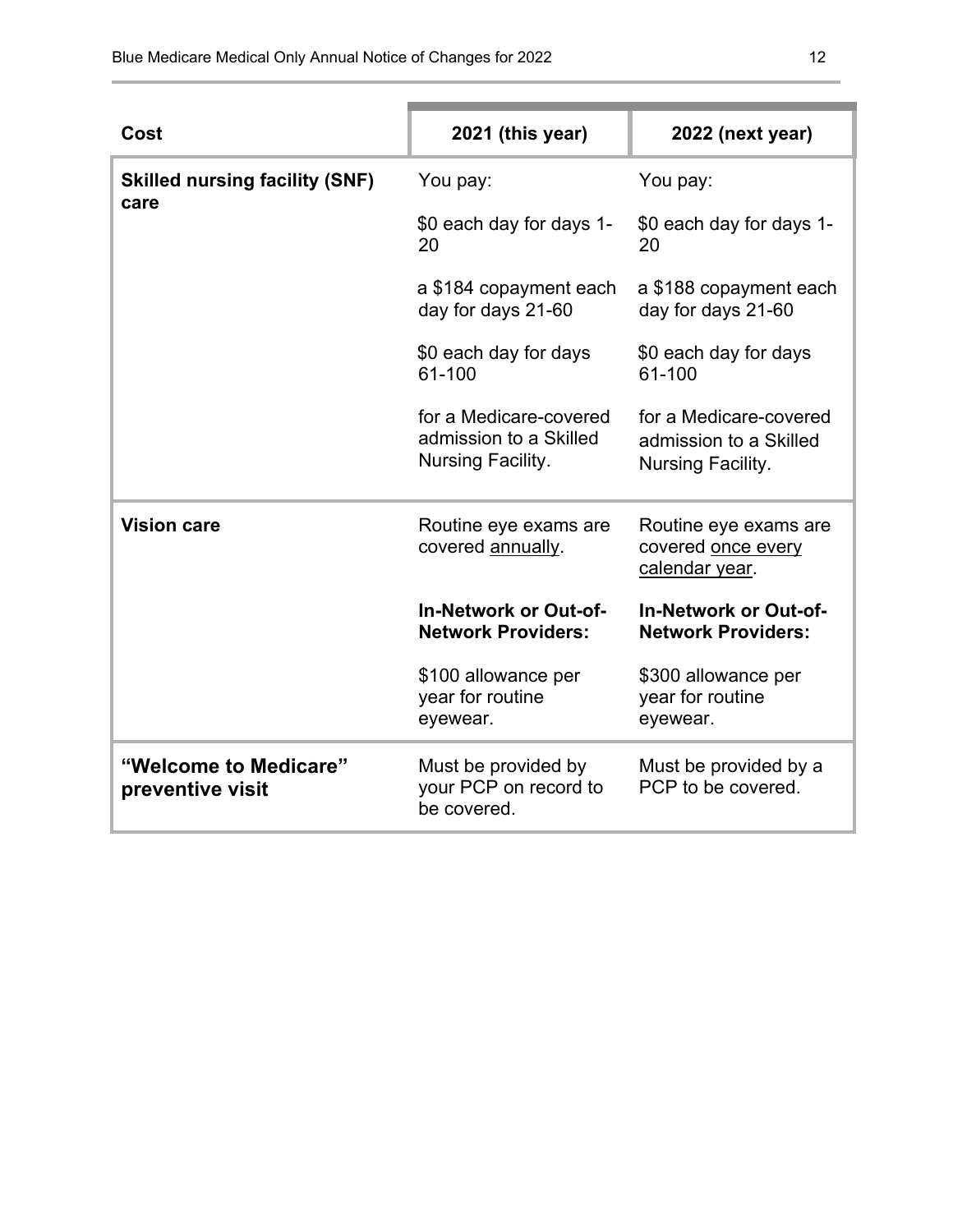| Cost | 2021 (this year) | 2022 (next year) |
|---|---|---|
| **Skilled nursing facility (SNF) care** | You pay:<br><br>$0 each day for days 1-20<br><br>a $184 copayment each day for days 21-60<br><br>$0 each day for days 61-100<br><br>for a Medicare-covered admission to a Skilled Nursing Facility. | You pay:<br><br>$0 each day for days 1-20<br><br>a $188 copayment each day for days 21-60<br><br>$0 each day for days 61-100<br><br>for a Medicare-covered admission to a Skilled Nursing Facility. |
| **Vision care** | Routine eye exams are covered <u>annually</u>.<br><br>**In-Network or Out-of-Network Providers:**<br><br>$100 allowance per year for routine eyewear. | Routine eye exams are covered <u>once every calendar year</u>.<br><br>**In-Network or Out-of-Network Providers:**<br><br>$300 allowance per year for routine eyewear. |
| **"Welcome to Medicare" preventive visit** | Must be provided by your PCP on record to be covered. | Must be provided by a PCP to be covered. |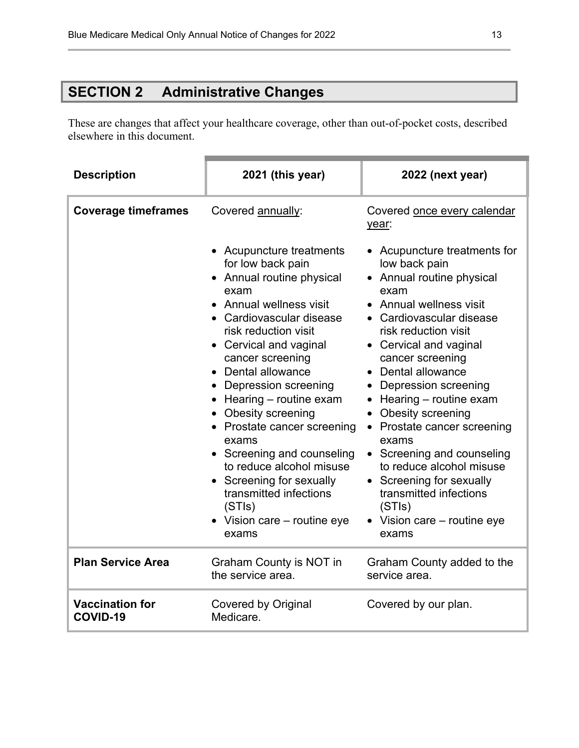## SECTION 2 Administrative Changes

These are changes that affect your healthcare coverage, other than out-of-pocket costs, described elsewhere in this document.

| Description | 2021 (this year) | 2022 (next year) |
|---|---|---|
| **Coverage timeframes** | Covered annually:<br><br>• Acupuncture treatments for low back pain<br>• Annual routine physical exam<br>• Annual wellness visit<br>• Cardiovascular disease risk reduction visit<br>• Cervical and vaginal cancer screening<br>• Dental allowance<br>• Depression screening<br>• Hearing – routine exam<br>• Obesity screening<br>• Prostate cancer screening exams<br>• Screening and counseling to reduce alcohol misuse<br>• Screening for sexually transmitted infections (STIs)<br>• Vision care – routine eye exams | Covered once every calendar year:<br><br>• Acupuncture treatments for low back pain<br>• Annual routine physical exam<br>• Annual wellness visit<br>• Cardiovascular disease risk reduction visit<br>• Cervical and vaginal cancer screening<br>• Dental allowance<br>• Depression screening<br>• Hearing – routine exam<br>• Obesity screening<br>• Prostate cancer screening exams<br>• Screening and counseling to reduce alcohol misuse<br>• Screening for sexually transmitted infections (STIs)<br>• Vision care – routine eye exams |
| **Plan Service Area** | Graham County is NOT in the service area. | Graham County added to the service area. |
| **Vaccination for COVID-19** | Covered by Original Medicare. | Covered by our plan. |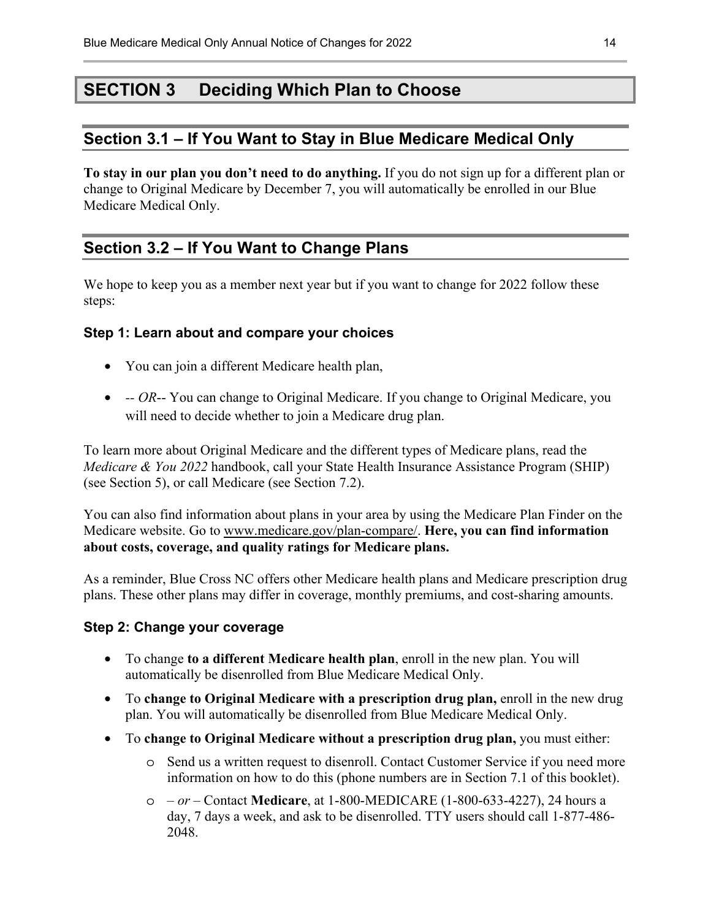# SECTION 3 Deciding Which Plan to Choose

## Section 3.1 – If You Want to Stay in Blue Medicare Medical Only

**To stay in our plan you don't need to do anything.** If you do not sign up for a different plan or change to Original Medicare by December 7, you will automatically be enrolled in our Blue Medicare Medical Only.

## Section 3.2 – If You Want to Change Plans

We hope to keep you as a member next year but if you want to change for 2022 follow these steps:

### Step 1: Learn about and compare your choices

- You can join a different Medicare health plan,
- -- *OR*-- You can change to Original Medicare. If you change to Original Medicare, you will need to decide whether to join a Medicare drug plan.

To learn more about Original Medicare and the different types of Medicare plans, read the *Medicare & You 2022* handbook, call your State Health Insurance Assistance Program (SHIP) (see Section 5), or call Medicare (see Section 7.2).

You can also find information about plans in your area by using the Medicare Plan Finder on the Medicare website. Go to www.medicare.gov/plan-compare/. **Here, you can find information about costs, coverage, and quality ratings for Medicare plans.**

As a reminder, Blue Cross NC offers other Medicare health plans and Medicare prescription drug plans. These other plans may differ in coverage, monthly premiums, and cost-sharing amounts.

### Step 2: Change your coverage

- To change **to a different Medicare health plan**, enroll in the new plan. You will automatically be disenrolled from Blue Medicare Medical Only.
- To **change to Original Medicare with a prescription drug plan,** enroll in the new drug plan. You will automatically be disenrolled from Blue Medicare Medical Only.
- To **change to Original Medicare without a prescription drug plan,** you must either:
  - Send us a written request to disenroll. Contact Customer Service if you need more information on how to do this (phone numbers are in Section 7.1 of this booklet).
  - – *or* – Contact **Medicare**, at 1-800-MEDICARE (1-800-633-4227), 24 hours a day, 7 days a week, and ask to be disenrolled. TTY users should call 1-877-486-2048.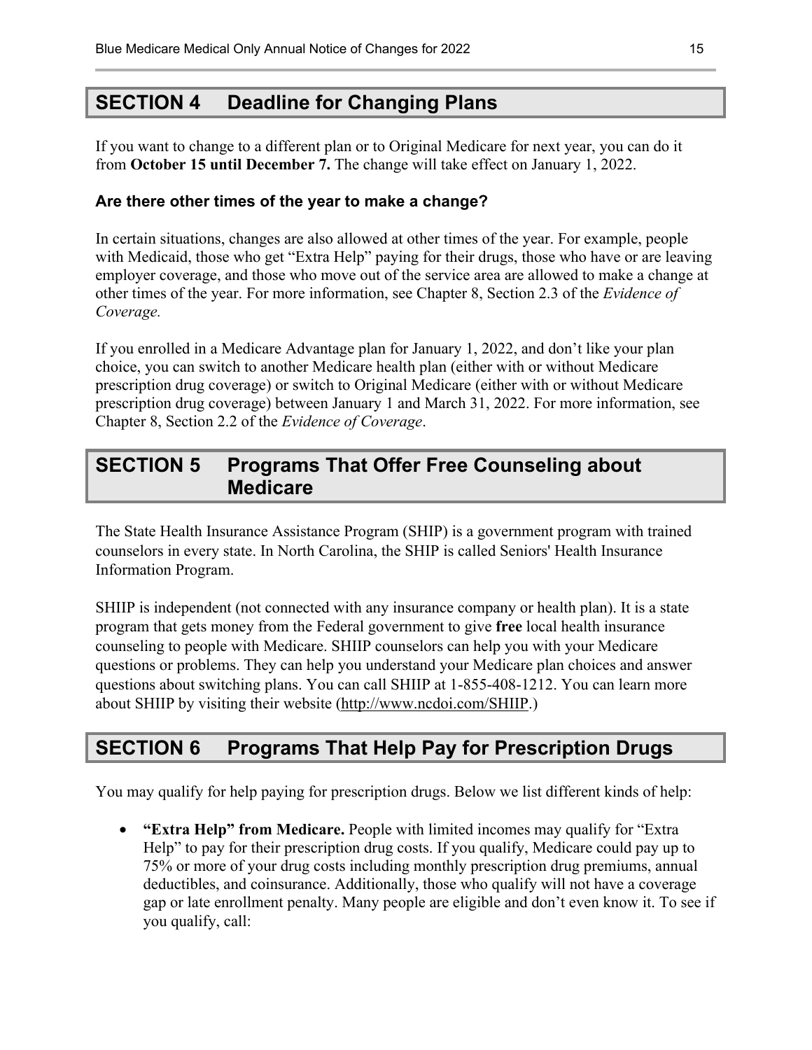## SECTION 4 Deadline for Changing Plans

If you want to change to a different plan or to Original Medicare for next year, you can do it from **October 15 until December 7.** The change will take effect on January 1, 2022.

### Are there other times of the year to make a change?

In certain situations, changes are also allowed at other times of the year. For example, people with Medicaid, those who get "Extra Help" paying for their drugs, those who have or are leaving employer coverage, and those who move out of the service area are allowed to make a change at other times of the year. For more information, see Chapter 8, Section 2.3 of the *Evidence of Coverage.*

If you enrolled in a Medicare Advantage plan for January 1, 2022, and don't like your plan choice, you can switch to another Medicare health plan (either with or without Medicare prescription drug coverage) or switch to Original Medicare (either with or without Medicare prescription drug coverage) between January 1 and March 31, 2022. For more information, see Chapter 8, Section 2.2 of the *Evidence of Coverage*.

## SECTION 5 Programs That Offer Free Counseling about Medicare

The State Health Insurance Assistance Program (SHIP) is a government program with trained counselors in every state. In North Carolina, the SHIP is called Seniors' Health Insurance Information Program.

SHIIP is independent (not connected with any insurance company or health plan). It is a state program that gets money from the Federal government to give **free** local health insurance counseling to people with Medicare. SHIIP counselors can help you with your Medicare questions or problems. They can help you understand your Medicare plan choices and answer questions about switching plans. You can call SHIIP at 1-855-408-1212. You can learn more about SHIIP by visiting their website (http://www.ncdoi.com/SHIIP.)

## SECTION 6 Programs That Help Pay for Prescription Drugs

You may qualify for help paying for prescription drugs. Below we list different kinds of help:

- **"Extra Help" from Medicare.** People with limited incomes may qualify for "Extra Help" to pay for their prescription drug costs. If you qualify, Medicare could pay up to 75% or more of your drug costs including monthly prescription drug premiums, annual deductibles, and coinsurance. Additionally, those who qualify will not have a coverage gap or late enrollment penalty. Many people are eligible and don't even know it. To see if you qualify, call: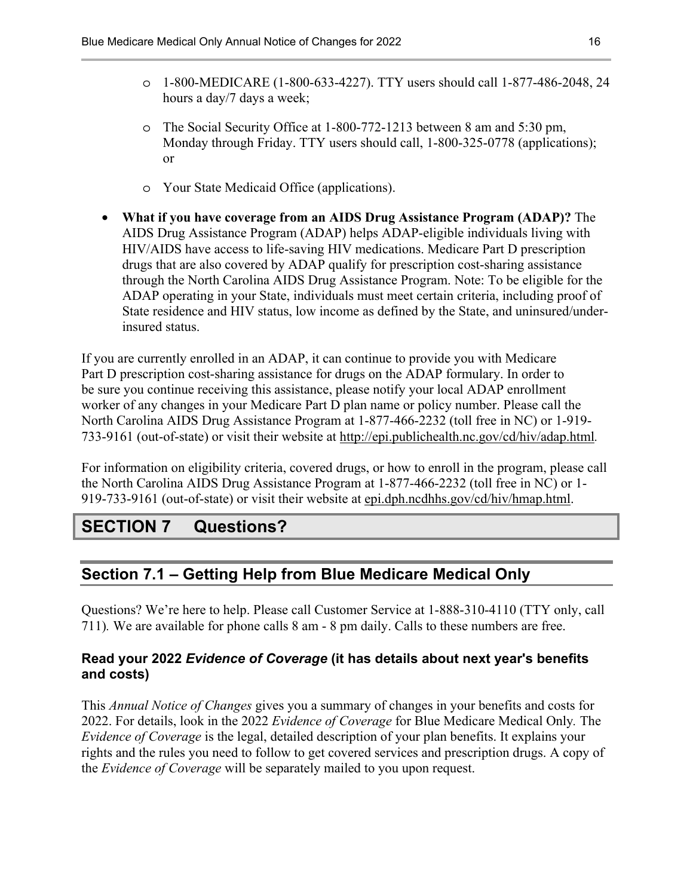- 1-800-MEDICARE (1-800-633-4227). TTY users should call 1-877-486-2048, 24 hours a day/7 days a week;
- The Social Security Office at 1-800-772-1213 between 8 am and 5:30 pm, Monday through Friday. TTY users should call, 1-800-325-0778 (applications); or
- Your State Medicaid Office (applications).

- **What if you have coverage from an AIDS Drug Assistance Program (ADAP)?** The AIDS Drug Assistance Program (ADAP) helps ADAP-eligible individuals living with HIV/AIDS have access to life-saving HIV medications. Medicare Part D prescription drugs that are also covered by ADAP qualify for prescription cost-sharing assistance through the North Carolina AIDS Drug Assistance Program. Note: To be eligible for the ADAP operating in your State, individuals must meet certain criteria, including proof of State residence and HIV status, low income as defined by the State, and uninsured/under-insured status.

If you are currently enrolled in an ADAP, it can continue to provide you with Medicare Part D prescription cost-sharing assistance for drugs on the ADAP formulary. In order to be sure you continue receiving this assistance, please notify your local ADAP enrollment worker of any changes in your Medicare Part D plan name or policy number. Please call the North Carolina AIDS Drug Assistance Program at 1-877-466-2232 (toll free in NC) or 1-919-733-9161 (out-of-state) or visit their website at http://epi.publichealth.nc.gov/cd/hiv/adap.html.

For information on eligibility criteria, covered drugs, or how to enroll in the program, please call the North Carolina AIDS Drug Assistance Program at 1-877-466-2232 (toll free in NC) or 1-919-733-9161 (out-of-state) or visit their website at epi.dph.ncdhhs.gov/cd/hiv/hmap.html.

# SECTION 7 Questions?

## Section 7.1 – Getting Help from Blue Medicare Medical Only

Questions? We're here to help. Please call Customer Service at 1-888-310-4110 (TTY only, call 711). We are available for phone calls 8 am - 8 pm daily. Calls to these numbers are free.

### Read your 2022 *Evidence of Coverage* (it has details about next year's benefits and costs)

This *Annual Notice of Changes* gives you a summary of changes in your benefits and costs for 2022. For details, look in the 2022 *Evidence of Coverage* for Blue Medicare Medical Only. The *Evidence of Coverage* is the legal, detailed description of your plan benefits. It explains your rights and the rules you need to follow to get covered services and prescription drugs. A copy of the *Evidence of Coverage* will be separately mailed to you upon request.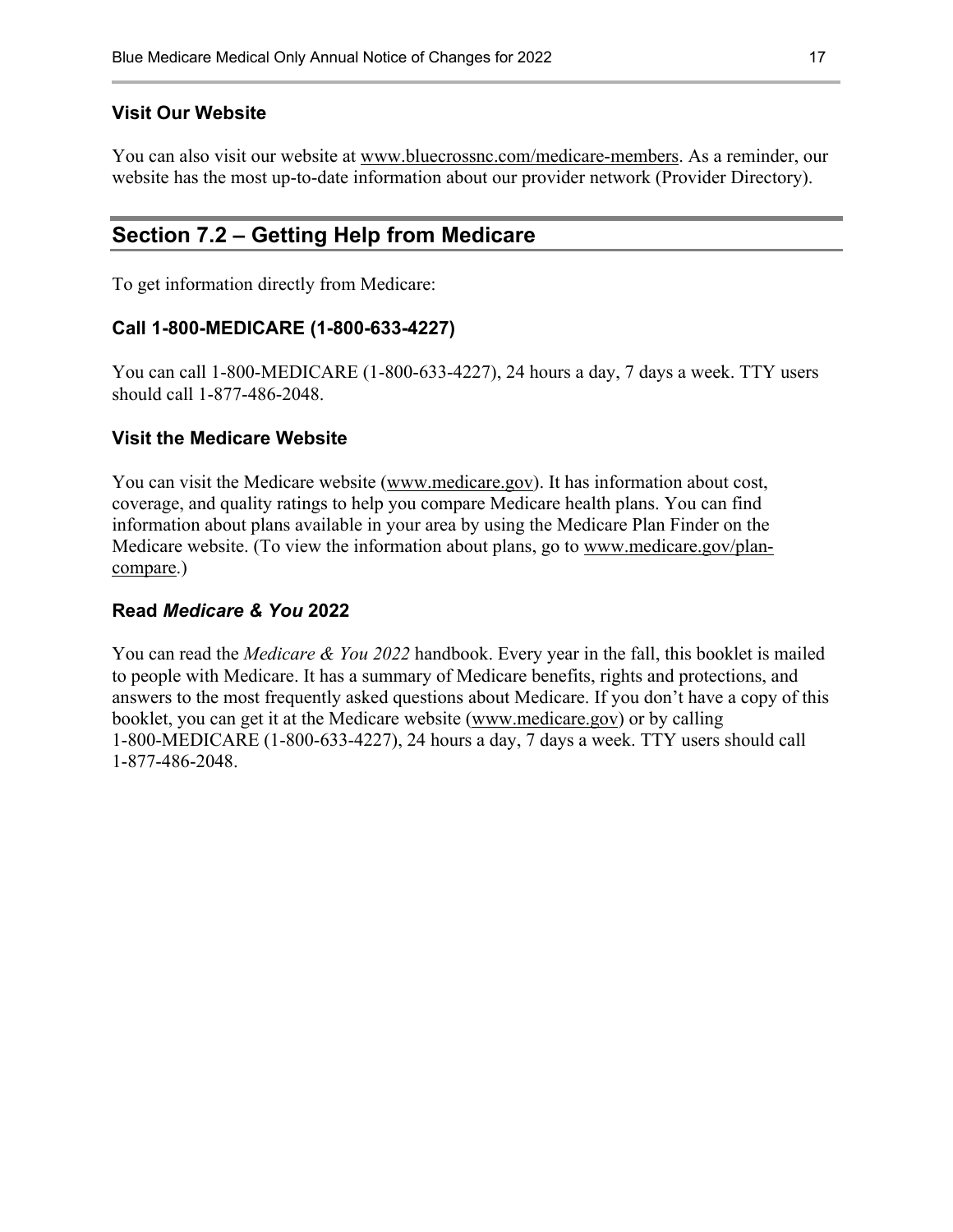### Visit Our Website

You can also visit our website at www.bluecrossnc.com/medicare-members. As a reminder, our website has the most up-to-date information about our provider network (Provider Directory).

## Section 7.2 – Getting Help from Medicare

To get information directly from Medicare:

### Call 1-800-MEDICARE (1-800-633-4227)

You can call 1-800-MEDICARE (1-800-633-4227), 24 hours a day, 7 days a week. TTY users should call 1-877-486-2048.

### Visit the Medicare Website

You can visit the Medicare website (www.medicare.gov). It has information about cost, coverage, and quality ratings to help you compare Medicare health plans. You can find information about plans available in your area by using the Medicare Plan Finder on the Medicare website. (To view the information about plans, go to www.medicare.gov/plan-compare.)

### Read *Medicare & You* 2022

You can read the *Medicare & You 2022* handbook. Every year in the fall, this booklet is mailed to people with Medicare. It has a summary of Medicare benefits, rights and protections, and answers to the most frequently asked questions about Medicare. If you don't have a copy of this booklet, you can get it at the Medicare website (www.medicare.gov) or by calling 1-800-MEDICARE (1-800-633-4227), 24 hours a day, 7 days a week. TTY users should call 1-877-486-2048.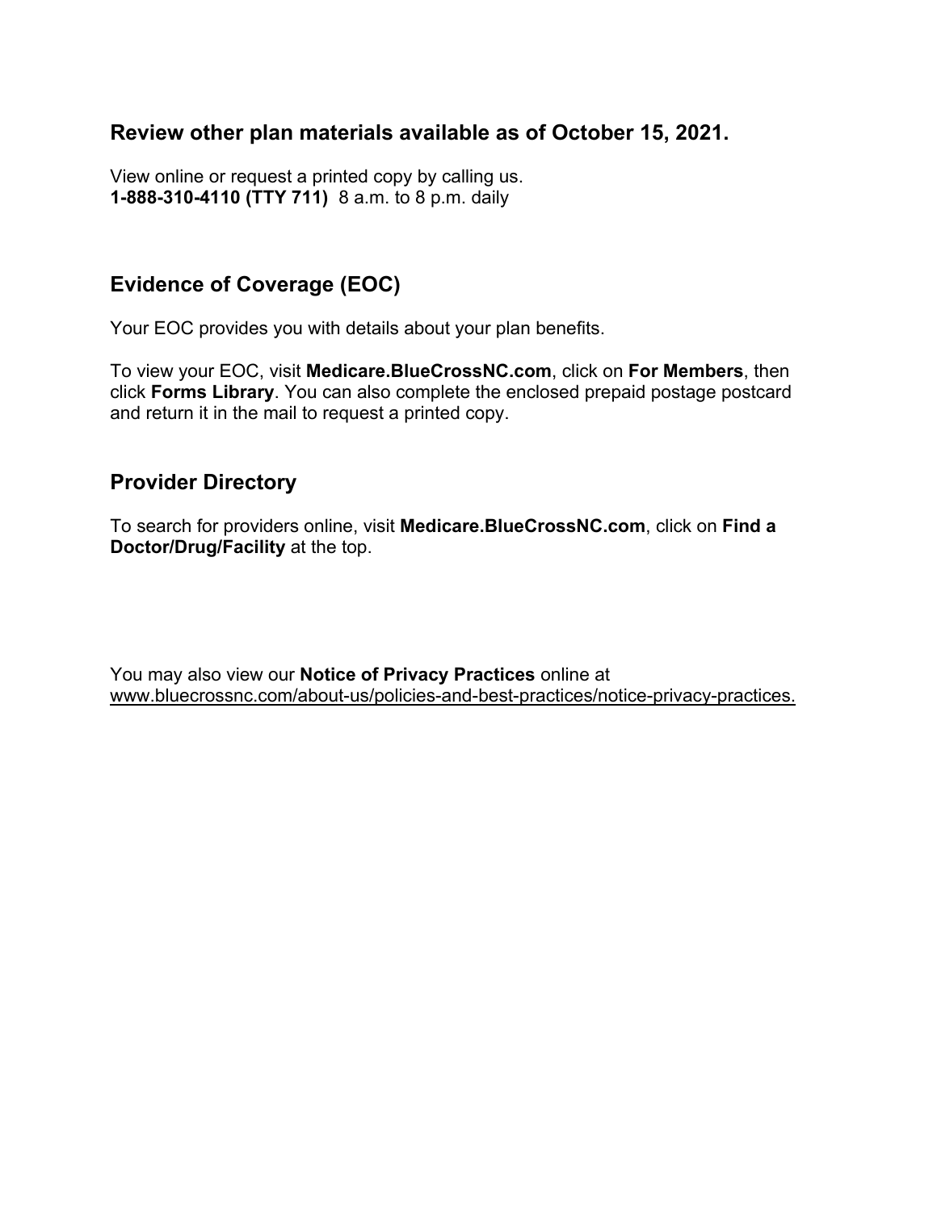## Review other plan materials available as of October 15, 2021.

View online or request a printed copy by calling us.
**1-888-310-4110 (TTY 711)** 8 a.m. to 8 p.m. daily

## Evidence of Coverage (EOC)

Your EOC provides you with details about your plan benefits.

To view your EOC, visit **Medicare.BlueCrossNC.com**, click on **For Members**, then click **Forms Library**. You can also complete the enclosed prepaid postage postcard and return it in the mail to request a printed copy.

## Provider Directory

To search for providers online, visit **Medicare.BlueCrossNC.com**, click on **Find a Doctor/Drug/Facility** at the top.

You may also view our **Notice of Privacy Practices** online at www.bluecrossnc.com/about-us/policies-and-best-practices/notice-privacy-practices.